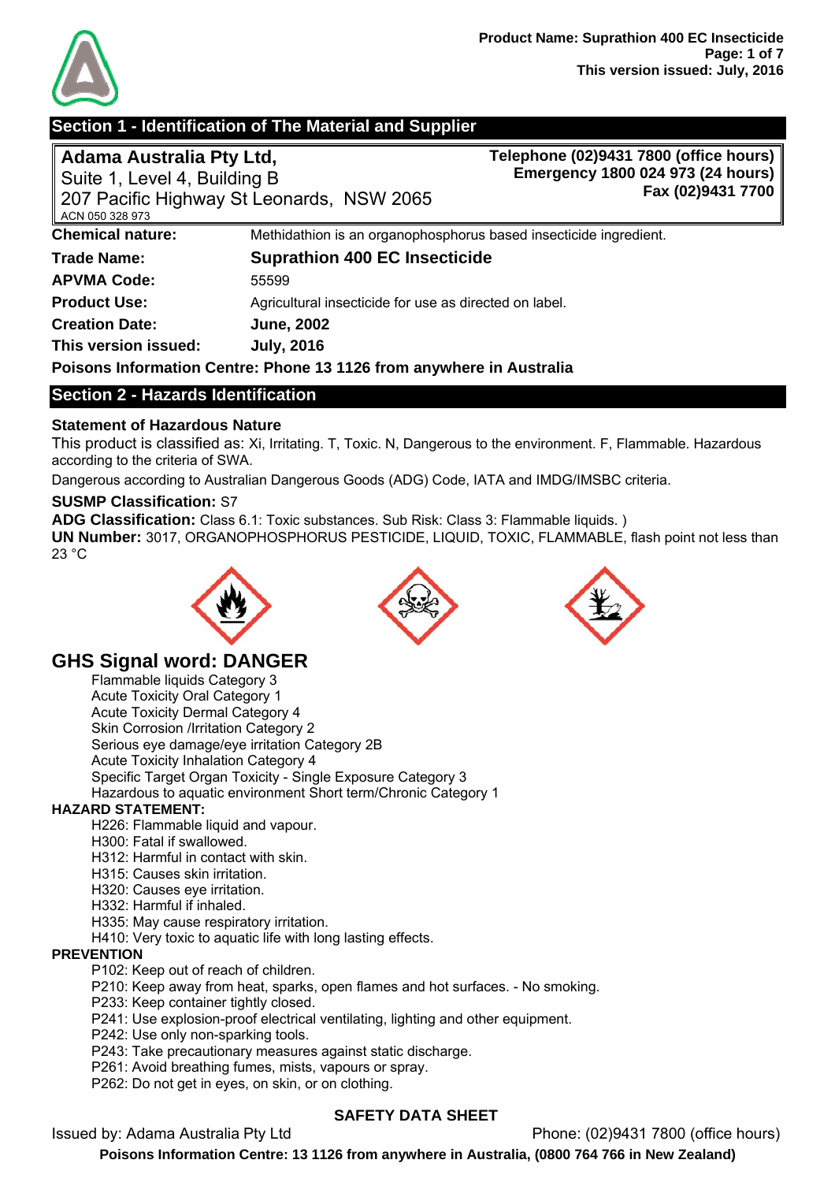## Section 1 - Identification of The Material and Supplier

**Adama Australia Pty Ltd,**
Suite 1, Level 4, Building B
207 Pacific Highway St Leonards, NSW 2065
ACN 050 328 973

**Telephone (02)9431 7800 (office hours)**
**Emergency 1800 024 973 (24 hours)**
**Fax (02)9431 7700**

| | |
|---|---|
| **Chemical nature:** | Methidathion is an organophosphorus based insecticide ingredient. |
| **Trade Name:** | **Suprathion 400 EC Insecticide** |
| **APVMA Code:** | 55599 |
| **Product Use:** | Agricultural insecticide for use as directed on label. |
| **Creation Date:** | **June, 2002** |
| **This version issued:** | **July, 2016** |

**Poisons Information Centre: Phone 13 1126 from anywhere in Australia**

## Section 2 - Hazards Identification

### Statement of Hazardous Nature

This product is classified as: Xi, Irritating. T, Toxic. N, Dangerous to the environment. F, Flammable. Hazardous according to the criteria of SWA.

Dangerous according to Australian Dangerous Goods (ADG) Code, IATA and IMDG/IMSBC criteria.

**SUSMP Classification:** S7

**ADG Classification:** Class 6.1: Toxic substances. Sub Risk: Class 3: Flammable liquids. )

**UN Number:** 3017, ORGANOPHOSPHORUS PESTICIDE, LIQUID, TOXIC, FLAMMABLE, flash point not less than 23 °C

## GHS Signal word: DANGER

- Flammable liquids Category 3
- Acute Toxicity Oral Category 1
- Acute Toxicity Dermal Category 4
- Skin Corrosion /Irritation Category 2
- Serious eye damage/eye irritation Category 2B
- Acute Toxicity Inhalation Category 4
- Specific Target Organ Toxicity - Single Exposure Category 3
- Hazardous to aquatic environment Short term/Chronic Category 1

**HAZARD STATEMENT:**

- H226: Flammable liquid and vapour.
- H300: Fatal if swallowed.
- H312: Harmful in contact with skin.
- H315: Causes skin irritation.
- H320: Causes eye irritation.
- H332: Harmful if inhaled.
- H335: May cause respiratory irritation.
- H410: Very toxic to aquatic life with long lasting effects.

**PREVENTION**

- P102: Keep out of reach of children.
- P210: Keep away from heat, sparks, open flames and hot surfaces. - No smoking.
- P233: Keep container tightly closed.
- P241: Use explosion-proof electrical ventilating, lighting and other equipment.
- P242: Use only non-sparking tools.
- P243: Take precautionary measures against static discharge.
- P261: Avoid breathing fumes, mists, vapours or spray.
- P262: Do not get in eyes, on skin, or on clothing.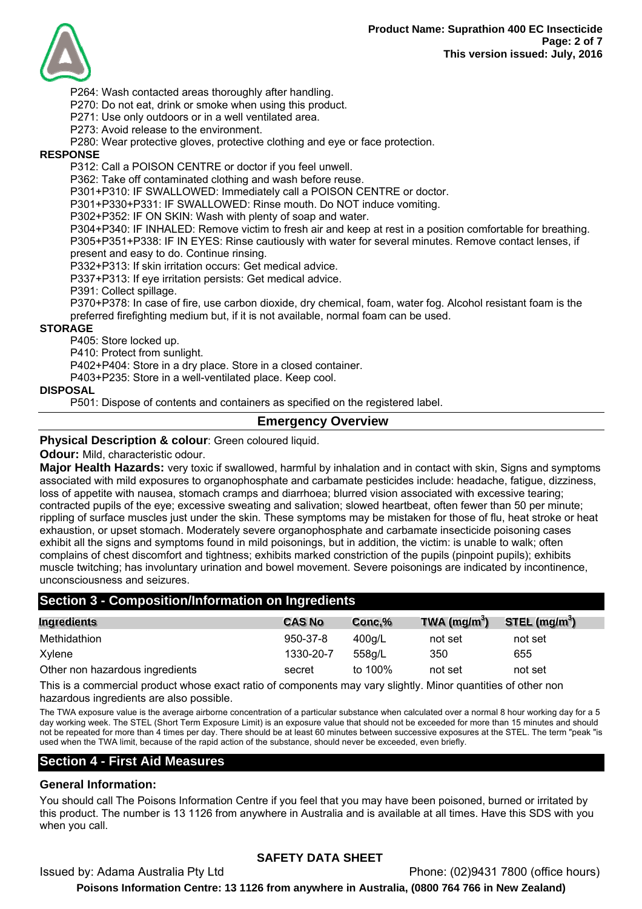P264: Wash contacted areas thoroughly after handling.
P270: Do not eat, drink or smoke when using this product.
P271: Use only outdoors or in a well ventilated area.
P273: Avoid release to the environment.
P280: Wear protective gloves, protective clothing and eye or face protection.

**RESPONSE**

P312: Call a POISON CENTRE or doctor if you feel unwell.
P362: Take off contaminated clothing and wash before reuse.
P301+P310: IF SWALLOWED: Immediately call a POISON CENTRE or doctor.
P301+P330+P331: IF SWALLOWED: Rinse mouth. Do NOT induce vomiting.
P302+P352: IF ON SKIN: Wash with plenty of soap and water.
P304+P340: IF INHALED: Remove victim to fresh air and keep at rest in a position comfortable for breathing.
P305+P351+P338: IF IN EYES: Rinse cautiously with water for several minutes. Remove contact lenses, if present and easy to do. Continue rinsing.
P332+P313: If skin irritation occurs: Get medical advice.
P337+P313: If eye irritation persists: Get medical advice.
P391: Collect spillage.
P370+P378: In case of fire, use carbon dioxide, dry chemical, foam, water fog. Alcohol resistant foam is the preferred firefighting medium but, if it is not available, normal foam can be used.

**STORAGE**

P405: Store locked up.
P410: Protect from sunlight.
P402+P404: Store in a dry place. Store in a closed container.
P403+P235: Store in a well-ventilated place. Keep cool.

**DISPOSAL**

P501: Dispose of contents and containers as specified on the registered label.

## Emergency Overview

**Physical Description & colour**: Green coloured liquid.

**Odour:** Mild, characteristic odour.

**Major Health Hazards:** very toxic if swallowed, harmful by inhalation and in contact with skin, Signs and symptoms associated with mild exposures to organophosphate and carbamate pesticides include: headache, fatigue, dizziness, loss of appetite with nausea, stomach cramps and diarrhoea; blurred vision associated with excessive tearing; contracted pupils of the eye; excessive sweating and salivation; slowed heartbeat, often fewer than 50 per minute; rippling of surface muscles just under the skin. These symptoms may be mistaken for those of flu, heat stroke or heat exhaustion, or upset stomach. Moderately severe organophosphate and carbamate insecticide poisoning cases exhibit all the signs and symptoms found in mild poisonings, but in addition, the victim: is unable to walk; often complains of chest discomfort and tightness; exhibits marked constriction of the pupils (pinpoint pupils); exhibits muscle twitching; has involuntary urination and bowel movement. Severe poisonings are indicated by incontinence, unconsciousness and seizures.

## Section 3 - Composition/Information on Ingredients

| Ingredients | CAS No | Conc,% | TWA ($mg/m^3$) | STEL ($mg/m^3$) |
|---|---|---|---|---|
| Methidathion | 950-37-8 | 400g/L | not set | not set |
| Xylene | 1330-20-7 | 558g/L | 350 | 655 |
| Other non hazardous ingredients | secret | to 100% | not set | not set |

This is a commercial product whose exact ratio of components may vary slightly. Minor quantities of other non hazardous ingredients are also possible.

The TWA exposure value is the average airborne concentration of a particular substance when calculated over a normal 8 hour working day for a 5 day working week. The STEL (Short Term Exposure Limit) is an exposure value that should not be exceeded for more than 15 minutes and should not be repeated for more than 4 times per day. There should be at least 60 minutes between successive exposures at the STEL. The term "peak "is used when the TWA limit, because of the rapid action of the substance, should never be exceeded, even briefly.

## Section 4 - First Aid Measures

### General Information:

You should call The Poisons Information Centre if you feel that you may have been poisoned, burned or irritated by this product. The number is 13 1126 from anywhere in Australia and is available at all times. Have this SDS with you when you call.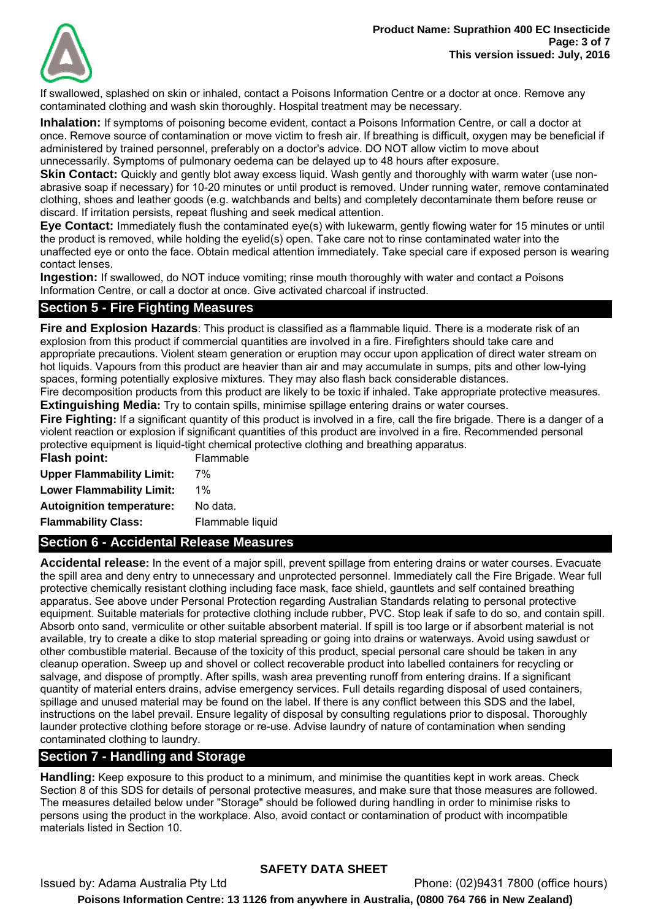If swallowed, splashed on skin or inhaled, contact a Poisons Information Centre or a doctor at once. Remove any contaminated clothing and wash skin thoroughly. Hospital treatment may be necessary.

**Inhalation:** If symptoms of poisoning become evident, contact a Poisons Information Centre, or call a doctor at once. Remove source of contamination or move victim to fresh air. If breathing is difficult, oxygen may be beneficial if administered by trained personnel, preferably on a doctor's advice. DO NOT allow victim to move about unnecessarily. Symptoms of pulmonary oedema can be delayed up to 48 hours after exposure.

**Skin Contact:** Quickly and gently blot away excess liquid. Wash gently and thoroughly with warm water (use non-abrasive soap if necessary) for 10-20 minutes or until product is removed. Under running water, remove contaminated clothing, shoes and leather goods (e.g. watchbands and belts) and completely decontaminate them before reuse or discard. If irritation persists, repeat flushing and seek medical attention.

**Eye Contact:** Immediately flush the contaminated eye(s) with lukewarm, gently flowing water for 15 minutes or until the product is removed, while holding the eyelid(s) open. Take care not to rinse contaminated water into the unaffected eye or onto the face. Obtain medical attention immediately. Take special care if exposed person is wearing contact lenses.

**Ingestion:** If swallowed, do NOT induce vomiting; rinse mouth thoroughly with water and contact a Poisons Information Centre, or call a doctor at once. Give activated charcoal if instructed.

## Section 5 - Fire Fighting Measures

**Fire and Explosion Hazards**: This product is classified as a flammable liquid. There is a moderate risk of an explosion from this product if commercial quantities are involved in a fire. Firefighters should take care and appropriate precautions. Violent steam generation or eruption may occur upon application of direct water stream on hot liquids. Vapours from this product are heavier than air and may accumulate in sumps, pits and other low-lying spaces, forming potentially explosive mixtures. They may also flash back considerable distances.

Fire decomposition products from this product are likely to be toxic if inhaled. Take appropriate protective measures.

**Extinguishing Media:** Try to contain spills, minimise spillage entering drains or water courses.

**Fire Fighting:** If a significant quantity of this product is involved in a fire, call the fire brigade. There is a danger of a violent reaction or explosion if significant quantities of this product are involved in a fire. Recommended personal protective equipment is liquid-tight chemical protective clothing and breathing apparatus.

| | |
|---|---|
| **Flash point:** | Flammable |
| **Upper Flammability Limit:** | 7% |
| **Lower Flammability Limit:** | 1% |
| **Autoignition temperature:** | No data. |
| **Flammability Class:** | Flammable liquid |

## Section 6 - Accidental Release Measures

**Accidental release:** In the event of a major spill, prevent spillage from entering drains or water courses. Evacuate the spill area and deny entry to unnecessary and unprotected personnel. Immediately call the Fire Brigade. Wear full protective chemically resistant clothing including face mask, face shield, gauntlets and self contained breathing apparatus. See above under Personal Protection regarding Australian Standards relating to personal protective equipment. Suitable materials for protective clothing include rubber, PVC. Stop leak if safe to do so, and contain spill. Absorb onto sand, vermiculite or other suitable absorbent material. If spill is too large or if absorbent material is not available, try to create a dike to stop material spreading or going into drains or waterways. Avoid using sawdust or other combustible material. Because of the toxicity of this product, special personal care should be taken in any cleanup operation. Sweep up and shovel or collect recoverable product into labelled containers for recycling or salvage, and dispose of promptly. After spills, wash area preventing runoff from entering drains. If a significant quantity of material enters drains, advise emergency services. Full details regarding disposal of used containers, spillage and unused material may be found on the label. If there is any conflict between this SDS and the label, instructions on the label prevail. Ensure legality of disposal by consulting regulations prior to disposal. Thoroughly launder protective clothing before storage or re-use. Advise laundry of nature of contamination when sending contaminated clothing to laundry.

## Section 7 - Handling and Storage

**Handling:** Keep exposure to this product to a minimum, and minimise the quantities kept in work areas. Check Section 8 of this SDS for details of personal protective measures, and make sure that those measures are followed. The measures detailed below under "Storage" should be followed during handling in order to minimise risks to persons using the product in the workplace. Also, avoid contact or contamination of product with incompatible materials listed in Section 10.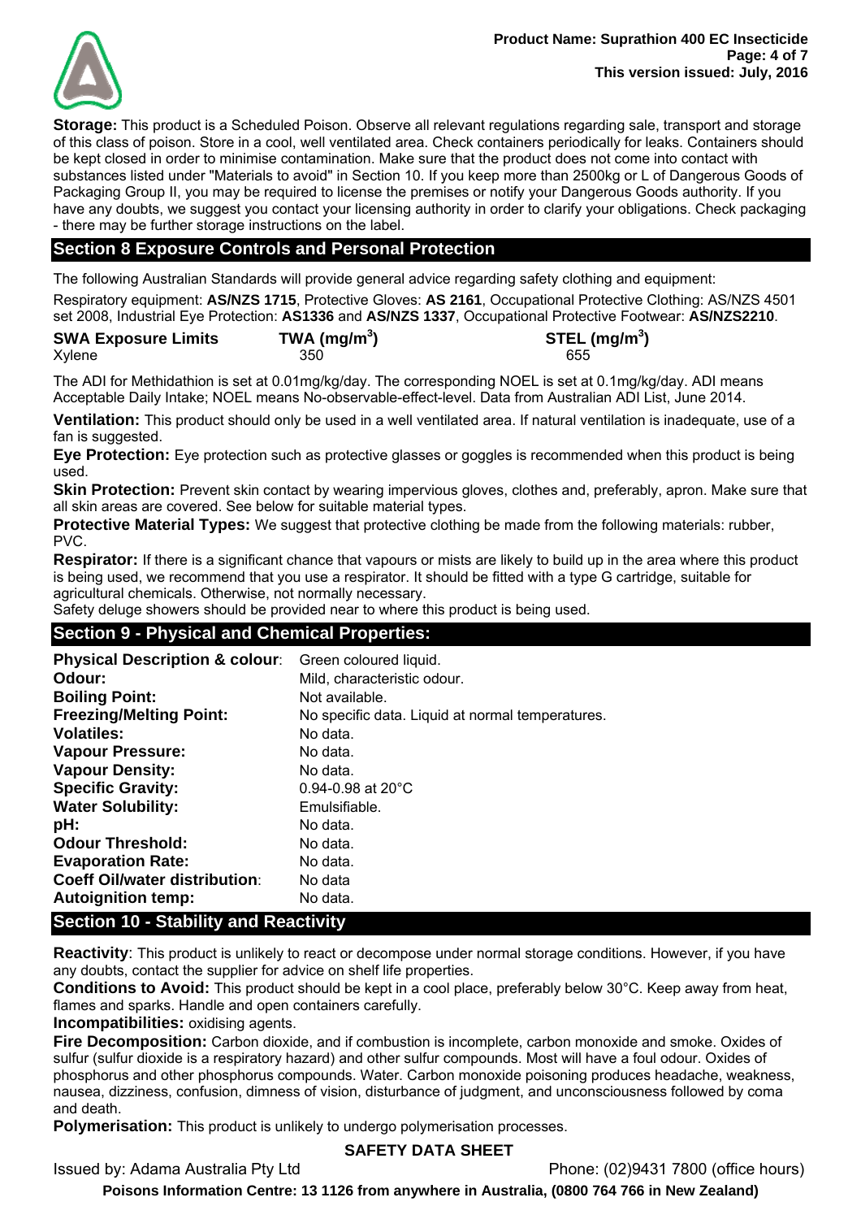**Storage:** This product is a Scheduled Poison. Observe all relevant regulations regarding sale, transport and storage of this class of poison. Store in a cool, well ventilated area. Check containers periodically for leaks. Containers should be kept closed in order to minimise contamination. Make sure that the product does not come into contact with substances listed under "Materials to avoid" in Section 10. If you keep more than 2500kg or L of Dangerous Goods of Packaging Group II, you may be required to license the premises or notify your Dangerous Goods authority. If you have any doubts, we suggest you contact your licensing authority in order to clarify your obligations. Check packaging - there may be further storage instructions on the label.

## Section 8 Exposure Controls and Personal Protection

The following Australian Standards will provide general advice regarding safety clothing and equipment:

Respiratory equipment: **AS/NZS 1715**, Protective Gloves: **AS 2161**, Occupational Protective Clothing: AS/NZS 4501 set 2008, Industrial Eye Protection: **AS1336** and **AS/NZS 1337**, Occupational Protective Footwear: **AS/NZS2210**.

| SWA Exposure Limits | TWA ($mg/m^3$) | STEL ($mg/m^3$) |
|---|---|---|
| Xylene | 350 | 655 |

The ADI for Methidathion is set at 0.01mg/kg/day. The corresponding NOEL is set at 0.1mg/kg/day. ADI means Acceptable Daily Intake; NOEL means No-observable-effect-level. Data from Australian ADI List, June 2014.

**Ventilation:** This product should only be used in a well ventilated area. If natural ventilation is inadequate, use of a fan is suggested.

**Eye Protection:** Eye protection such as protective glasses or goggles is recommended when this product is being used.

**Skin Protection:** Prevent skin contact by wearing impervious gloves, clothes and, preferably, apron. Make sure that all skin areas are covered. See below for suitable material types.

**Protective Material Types:** We suggest that protective clothing be made from the following materials: rubber, PVC.

**Respirator:** If there is a significant chance that vapours or mists are likely to build up in the area where this product is being used, we recommend that you use a respirator. It should be fitted with a type G cartridge, suitable for agricultural chemicals. Otherwise, not normally necessary.

Safety deluge showers should be provided near to where this product is being used.

## Section 9 - Physical and Chemical Properties:

| | |
|---|---|
| **Physical Description & colour**: | Green coloured liquid. |
| **Odour:** | Mild, characteristic odour. |
| **Boiling Point:** | Not available. |
| **Freezing/Melting Point:** | No specific data. Liquid at normal temperatures. |
| **Volatiles:** | No data. |
| **Vapour Pressure:** | No data. |
| **Vapour Density:** | No data. |
| **Specific Gravity:** | 0.94-0.98 at 20°C |
| **Water Solubility:** | Emulsifiable. |
| **pH:** | No data. |
| **Odour Threshold:** | No data. |
| **Evaporation Rate:** | No data. |
| **Coeff Oil/water distribution**: | No data |
| **Autoignition temp:** | No data. |

## Section 10 - Stability and Reactivity

**Reactivity**: This product is unlikely to react or decompose under normal storage conditions. However, if you have any doubts, contact the supplier for advice on shelf life properties.

**Conditions to Avoid:** This product should be kept in a cool place, preferably below 30°C. Keep away from heat, flames and sparks. Handle and open containers carefully.

**Incompatibilities:** oxidising agents.

**Fire Decomposition:** Carbon dioxide, and if combustion is incomplete, carbon monoxide and smoke. Oxides of sulfur (sulfur dioxide is a respiratory hazard) and other sulfur compounds. Most will have a foul odour. Oxides of phosphorus and other phosphorus compounds. Water. Carbon monoxide poisoning produces headache, weakness, nausea, dizziness, confusion, dimness of vision, disturbance of judgment, and unconsciousness followed by coma and death.

**Polymerisation:** This product is unlikely to undergo polymerisation processes.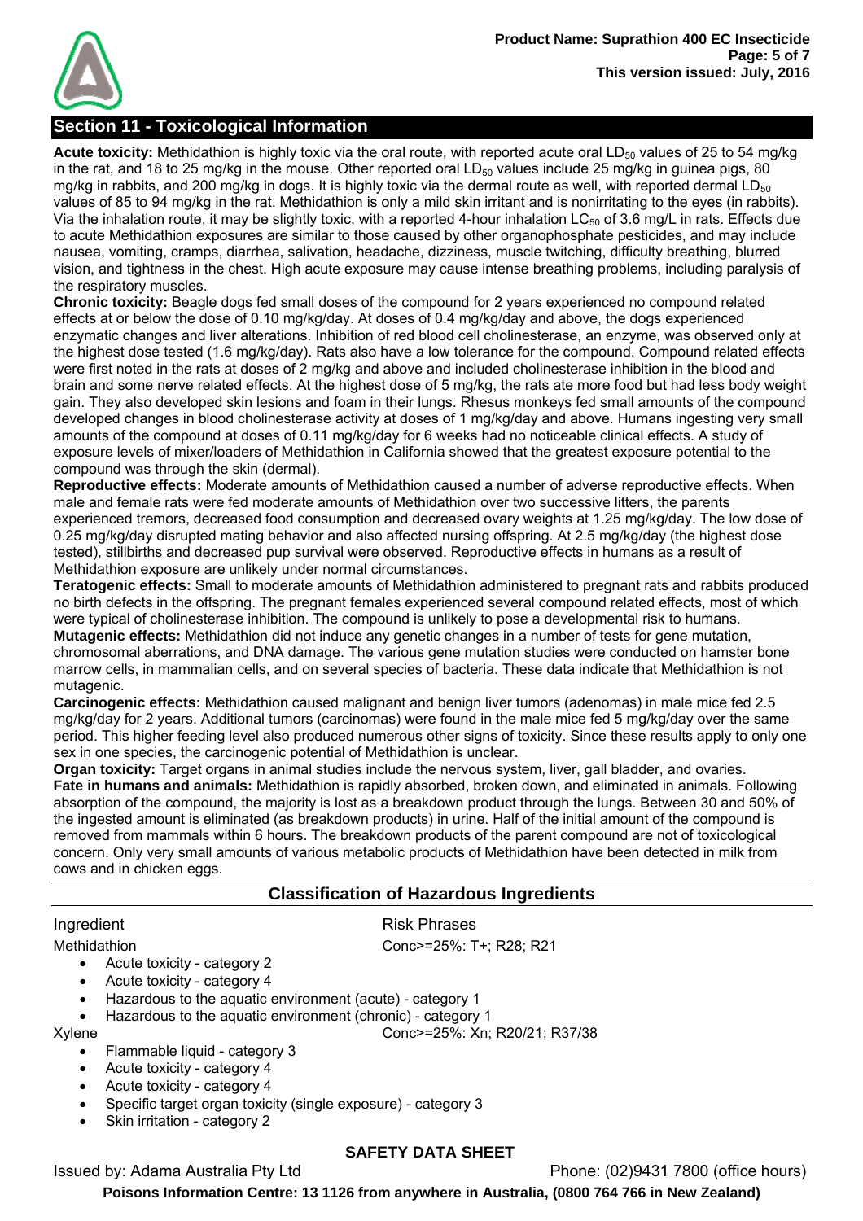## Section 11 - Toxicological Information

**Acute toxicity:** Methidathion is highly toxic via the oral route, with reported acute oral $LD_{50}$ values of 25 to 54 mg/kg in the rat, and 18 to 25 mg/kg in the mouse. Other reported oral $LD_{50}$ values include 25 mg/kg in guinea pigs, 80 mg/kg in rabbits, and 200 mg/kg in dogs. It is highly toxic via the dermal route as well, with reported dermal $LD_{50}$ values of 85 to 94 mg/kg in the rat. Methidathion is only a mild skin irritant and is nonirritating to the eyes (in rabbits). Via the inhalation route, it may be slightly toxic, with a reported 4-hour inhalation $LC_{50}$ of 3.6 mg/L in rats. Effects due to acute Methidathion exposures are similar to those caused by other organophosphate pesticides, and may include nausea, vomiting, cramps, diarrhea, salivation, headache, dizziness, muscle twitching, difficulty breathing, blurred vision, and tightness in the chest. High acute exposure may cause intense breathing problems, including paralysis of the respiratory muscles.

**Chronic toxicity:** Beagle dogs fed small doses of the compound for 2 years experienced no compound related effects at or below the dose of 0.10 mg/kg/day. At doses of 0.4 mg/kg/day and above, the dogs experienced enzymatic changes and liver alterations. Inhibition of red blood cell cholinesterase, an enzyme, was observed only at the highest dose tested (1.6 mg/kg/day). Rats also have a low tolerance for the compound. Compound related effects were first noted in the rats at doses of 2 mg/kg and above and included cholinesterase inhibition in the blood and brain and some nerve related effects. At the highest dose of 5 mg/kg, the rats ate more food but had less body weight gain. They also developed skin lesions and foam in their lungs. Rhesus monkeys fed small amounts of the compound developed changes in blood cholinesterase activity at doses of 1 mg/kg/day and above. Humans ingesting very small amounts of the compound at doses of 0.11 mg/kg/day for 6 weeks had no noticeable clinical effects. A study of exposure levels of mixer/loaders of Methidathion in California showed that the greatest exposure potential to the compound was through the skin (dermal).

**Reproductive effects:** Moderate amounts of Methidathion caused a number of adverse reproductive effects. When male and female rats were fed moderate amounts of Methidathion over two successive litters, the parents experienced tremors, decreased food consumption and decreased ovary weights at 1.25 mg/kg/day. The low dose of 0.25 mg/kg/day disrupted mating behavior and also affected nursing offspring. At 2.5 mg/kg/day (the highest dose tested), stillbirths and decreased pup survival were observed. Reproductive effects in humans as a result of Methidathion exposure are unlikely under normal circumstances.

**Teratogenic effects:** Small to moderate amounts of Methidathion administered to pregnant rats and rabbits produced no birth defects in the offspring. The pregnant females experienced several compound related effects, most of which were typical of cholinesterase inhibition. The compound is unlikely to pose a developmental risk to humans.

**Mutagenic effects:** Methidathion did not induce any genetic changes in a number of tests for gene mutation, chromosomal aberrations, and DNA damage. The various gene mutation studies were conducted on hamster bone marrow cells, in mammalian cells, and on several species of bacteria. These data indicate that Methidathion is not mutagenic.

**Carcinogenic effects:** Methidathion caused malignant and benign liver tumors (adenomas) in male mice fed 2.5 mg/kg/day for 2 years. Additional tumors (carcinomas) were found in the male mice fed 5 mg/kg/day over the same period. This higher feeding level also produced numerous other signs of toxicity. Since these results apply to only one sex in one species, the carcinogenic potential of Methidathion is unclear.

**Organ toxicity:** Target organs in animal studies include the nervous system, liver, gall bladder, and ovaries.

**Fate in humans and animals:** Methidathion is rapidly absorbed, broken down, and eliminated in animals. Following absorption of the compound, the majority is lost as a breakdown product through the lungs. Between 30 and 50% of the ingested amount is eliminated (as breakdown products) in urine. Half of the initial amount of the compound is removed from mammals within 6 hours. The breakdown products of the parent compound are not of toxicological concern. Only very small amounts of various metabolic products of Methidathion have been detected in milk from cows and in chicken eggs.

### Classification of Hazardous Ingredients

| Ingredient | Risk Phrases |
|---|---|
| Methidathion | Conc>=25%: T+; R28; R21 |

- Acute toxicity - category 2
- Acute toxicity - category 4
- Hazardous to the aquatic environment (acute) - category 1
- Hazardous to the aquatic environment (chronic) - category 1

| Ingredient | Risk Phrases |
|---|---|
| Xylene | Conc>=25%: Xn; R20/21; R37/38 |

- Flammable liquid - category 3
- Acute toxicity - category 4
- Acute toxicity - category 4
- Specific target organ toxicity (single exposure) - category 3
- Skin irritation - category 2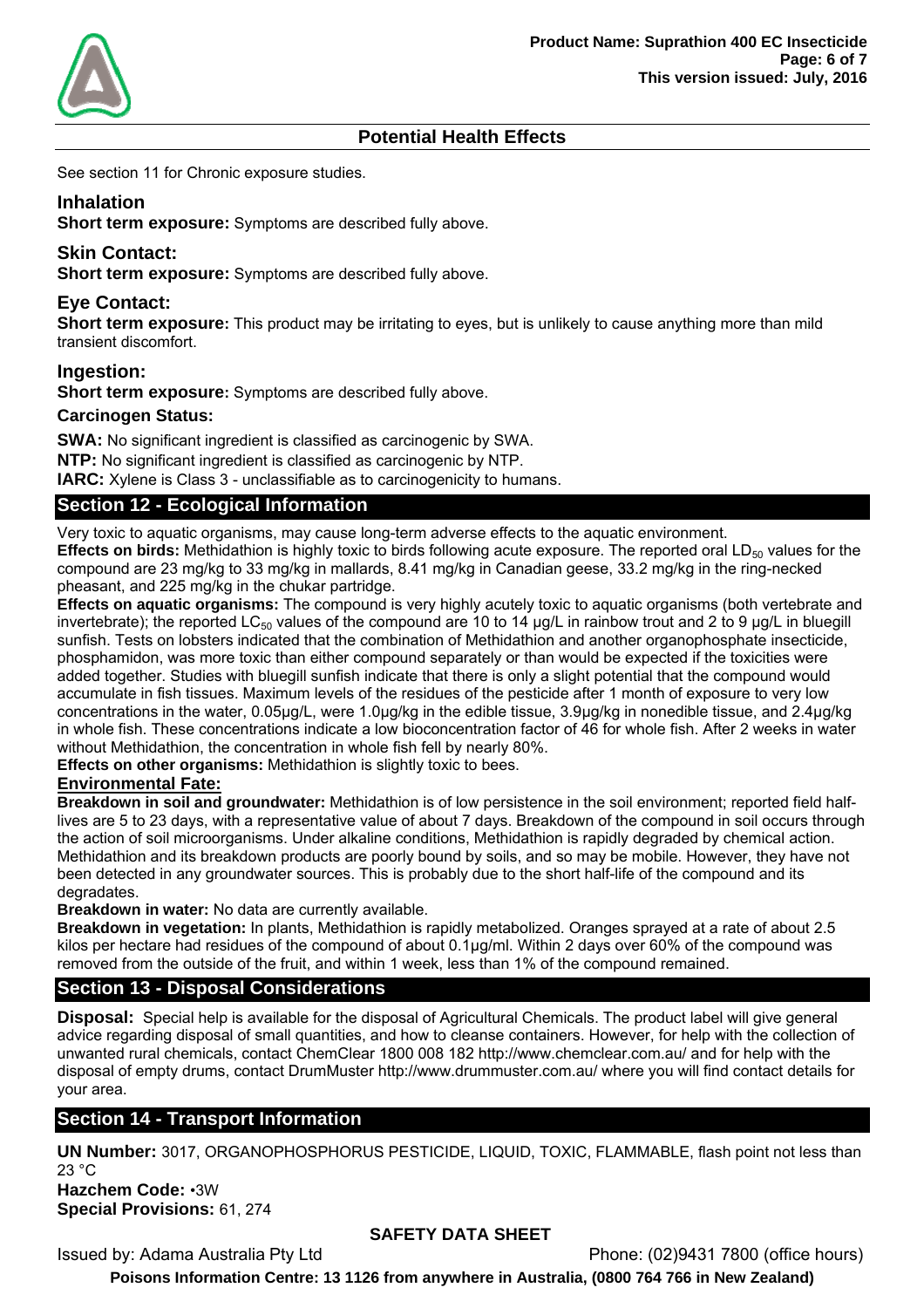## Potential Health Effects

See section 11 for Chronic exposure studies.

### Inhalation

**Short term exposure:** Symptoms are described fully above.

### Skin Contact:

**Short term exposure:** Symptoms are described fully above.

### Eye Contact:

**Short term exposure:** This product may be irritating to eyes, but is unlikely to cause anything more than mild transient discomfort.

### Ingestion:

**Short term exposure:** Symptoms are described fully above.

**Carcinogen Status:**

**SWA:** No significant ingredient is classified as carcinogenic by SWA.

**NTP:** No significant ingredient is classified as carcinogenic by NTP.

**IARC:** Xylene is Class 3 - unclassifiable as to carcinogenicity to humans.

## Section 12 - Ecological Information

Very toxic to aquatic organisms, may cause long-term adverse effects to the aquatic environment.

**Effects on birds:** Methidathion is highly toxic to birds following acute exposure. The reported oral $LD_{50}$ values for the compound are 23 mg/kg to 33 mg/kg in mallards, 8.41 mg/kg in Canadian geese, 33.2 mg/kg in the ring-necked pheasant, and 225 mg/kg in the chukar partridge.

**Effects on aquatic organisms:** The compound is very highly acutely toxic to aquatic organisms (both vertebrate and invertebrate); the reported $LC_{50}$ values of the compound are 10 to 14 µg/L in rainbow trout and 2 to 9 µg/L in bluegill sunfish. Tests on lobsters indicated that the combination of Methidathion and another organophosphate insecticide, phosphamidon, was more toxic than either compound separately or than would be expected if the toxicities were added together. Studies with bluegill sunfish indicate that there is only a slight potential that the compound would accumulate in fish tissues. Maximum levels of the residues of the pesticide after 1 month of exposure to very low concentrations in the water, 0.05µg/L, were 1.0µg/kg in the edible tissue, 3.9µg/kg in nonedible tissue, and 2.4µg/kg in whole fish. These concentrations indicate a low bioconcentration factor of 46 for whole fish. After 2 weeks in water without Methidathion, the concentration in whole fish fell by nearly 80%.

**Effects on other organisms:** Methidathion is slightly toxic to bees.

**Environmental Fate:**

**Breakdown in soil and groundwater:** Methidathion is of low persistence in the soil environment; reported field half-lives are 5 to 23 days, with a representative value of about 7 days. Breakdown of the compound in soil occurs through the action of soil microorganisms. Under alkaline conditions, Methidathion is rapidly degraded by chemical action. Methidathion and its breakdown products are poorly bound by soils, and so may be mobile. However, they have not been detected in any groundwater sources. This is probably due to the short half-life of the compound and its degradates.

**Breakdown in water:** No data are currently available.

**Breakdown in vegetation:** In plants, Methidathion is rapidly metabolized. Oranges sprayed at a rate of about 2.5 kilos per hectare had residues of the compound of about 0.1µg/ml. Within 2 days over 60% of the compound was removed from the outside of the fruit, and within 1 week, less than 1% of the compound remained.

## Section 13 - Disposal Considerations

**Disposal:** Special help is available for the disposal of Agricultural Chemicals. The product label will give general advice regarding disposal of small quantities, and how to cleanse containers. However, for help with the collection of unwanted rural chemicals, contact ChemClear 1800 008 182 http://www.chemclear.com.au/ and for help with the disposal of empty drums, contact DrumMuster http://www.drummuster.com.au/ where you will find contact details for your area.

## Section 14 - Transport Information

**UN Number:** 3017, ORGANOPHOSPHORUS PESTICIDE, LIQUID, TOXIC, FLAMMABLE, flash point not less than 23 °C

**Hazchem Code:** •3W

**Special Provisions:** 61, 274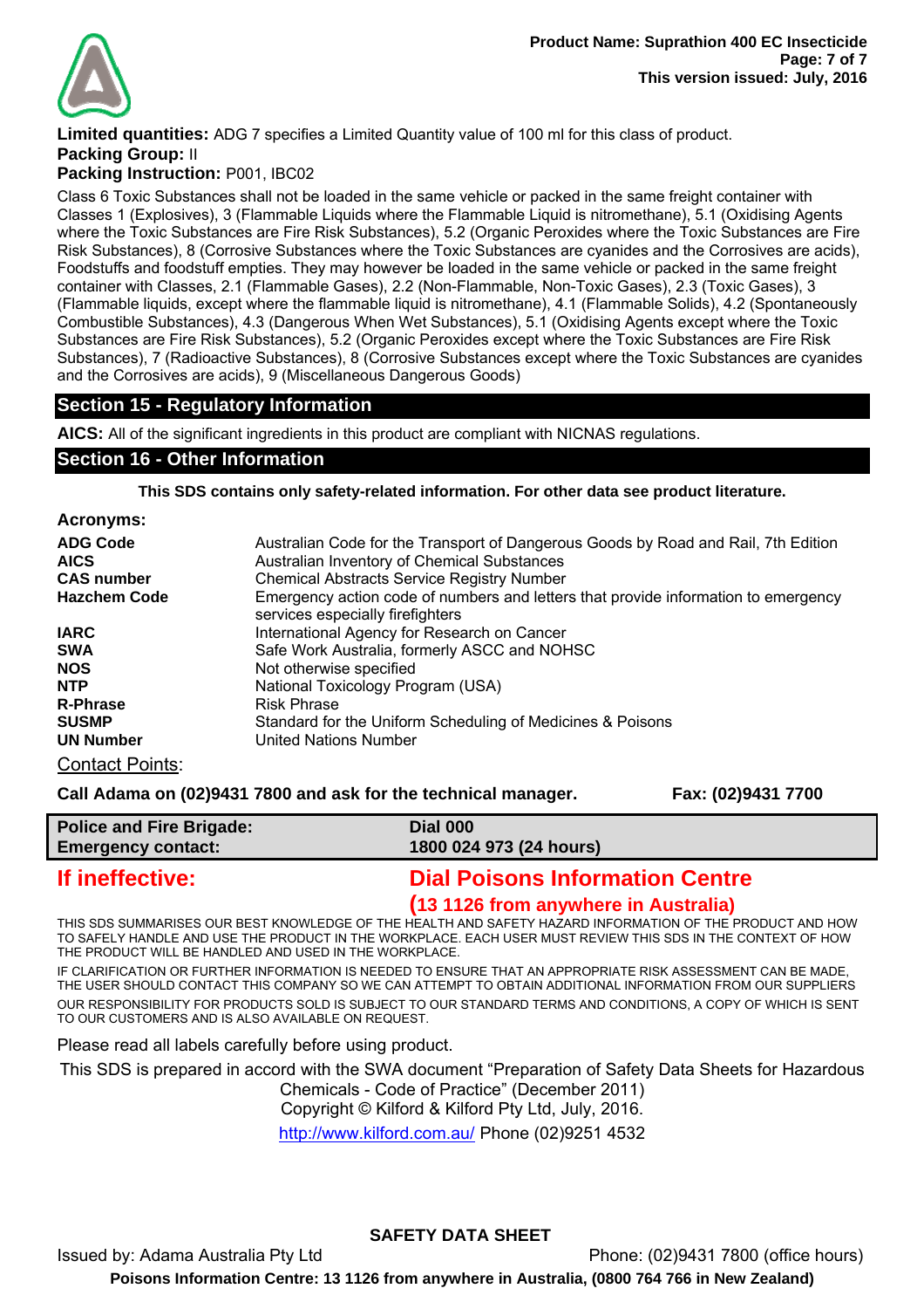**Limited quantities:** ADG 7 specifies a Limited Quantity value of 100 ml for this class of product.
**Packing Group:** II
**Packing Instruction:** P001, IBC02

Class 6 Toxic Substances shall not be loaded in the same vehicle or packed in the same freight container with Classes 1 (Explosives), 3 (Flammable Liquids where the Flammable Liquid is nitromethane), 5.1 (Oxidising Agents where the Toxic Substances are Fire Risk Substances), 5.2 (Organic Peroxides where the Toxic Substances are Fire Risk Substances), 8 (Corrosive Substances where the Toxic Substances are cyanides and the Corrosives are acids), Foodstuffs and foodstuff empties. They may however be loaded in the same vehicle or packed in the same freight container with Classes, 2.1 (Flammable Gases), 2.2 (Non-Flammable, Non-Toxic Gases), 2.3 (Toxic Gases), 3 (Flammable liquids, except where the flammable liquid is nitromethane), 4.1 (Flammable Solids), 4.2 (Spontaneously Combustible Substances), 4.3 (Dangerous When Wet Substances), 5.1 (Oxidising Agents except where the Toxic Substances are Fire Risk Substances), 5.2 (Organic Peroxides except where the Toxic Substances are Fire Risk Substances), 7 (Radioactive Substances), 8 (Corrosive Substances except where the Toxic Substances are cyanides and the Corrosives are acids), 9 (Miscellaneous Dangerous Goods)

## Section 15 - Regulatory Information

**AICS:** All of the significant ingredients in this product are compliant with NICNAS regulations.

## Section 16 - Other Information

**This SDS contains only safety-related information. For other data see product literature.**

**Acronyms:**

| | |
|---|---|
| **ADG Code** | Australian Code for the Transport of Dangerous Goods by Road and Rail, 7th Edition |
| **AICS** | Australian Inventory of Chemical Substances |
| **CAS number** | Chemical Abstracts Service Registry Number |
| **Hazchem Code** | Emergency action code of numbers and letters that provide information to emergency services especially firefighters |
| **IARC** | International Agency for Research on Cancer |
| **SWA** | Safe Work Australia, formerly ASCC and NOHSC |
| **NOS** | Not otherwise specified |
| **NTP** | National Toxicology Program (USA) |
| **R-Phrase** | Risk Phrase |
| **SUSMP** | Standard for the Uniform Scheduling of Medicines & Poisons |
| **UN Number** | United Nations Number |

Contact Points:

**Call Adama on (02)9431 7800 and ask for the technical manager.** **Fax: (02)9431 7700**

| | |
|---|---|
| **Police and Fire Brigade:** | **Dial 000** |
| **Emergency contact:** | **1800 024 973 (24 hours)** |

**If ineffective:** **Dial Poisons Information Centre (13 1126 from anywhere in Australia)**

THIS SDS SUMMARISES OUR BEST KNOWLEDGE OF THE HEALTH AND SAFETY HAZARD INFORMATION OF THE PRODUCT AND HOW TO SAFELY HANDLE AND USE THE PRODUCT IN THE WORKPLACE. EACH USER MUST REVIEW THIS SDS IN THE CONTEXT OF HOW THE PRODUCT WILL BE HANDLED AND USED IN THE WORKPLACE.

IF CLARIFICATION OR FURTHER INFORMATION IS NEEDED TO ENSURE THAT AN APPROPRIATE RISK ASSESSMENT CAN BE MADE, THE USER SHOULD CONTACT THIS COMPANY SO WE CAN ATTEMPT TO OBTAIN ADDITIONAL INFORMATION FROM OUR SUPPLIERS

OUR RESPONSIBILITY FOR PRODUCTS SOLD IS SUBJECT TO OUR STANDARD TERMS AND CONDITIONS, A COPY OF WHICH IS SENT TO OUR CUSTOMERS AND IS ALSO AVAILABLE ON REQUEST.

Please read all labels carefully before using product.

This SDS is prepared in accord with the SWA document "Preparation of Safety Data Sheets for Hazardous Chemicals - Code of Practice" (December 2011)
Copyright © Kilford & Kilford Pty Ltd, July, 2016.
http://www.kilford.com.au/ Phone (02)9251 4532